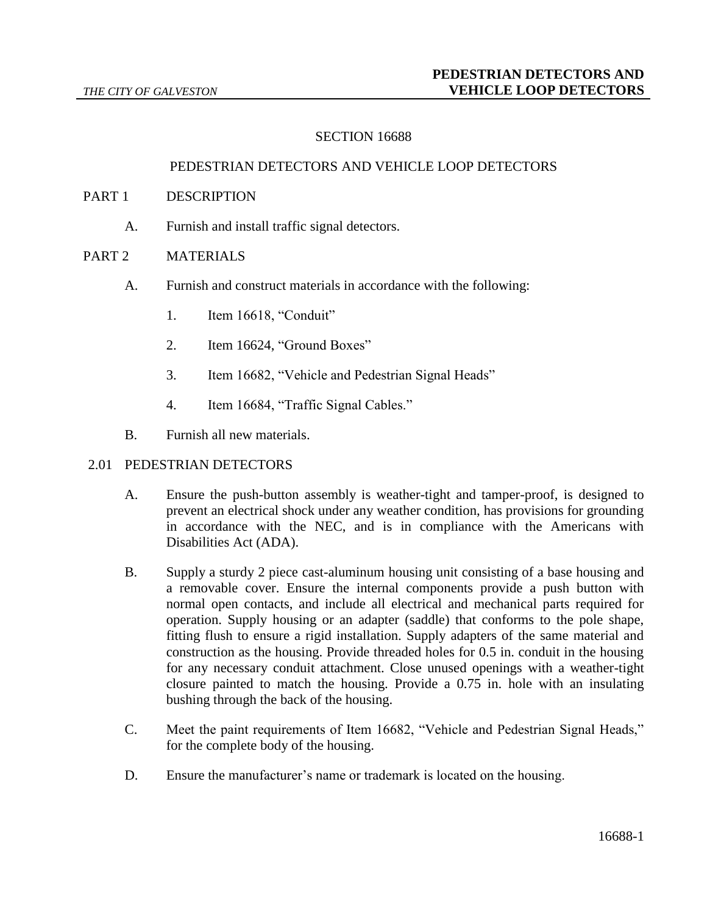# SECTION 16688

## PEDESTRIAN DETECTORS AND VEHICLE LOOP DETECTORS

## PART 1 DESCRIPTION

A. Furnish and install traffic signal detectors.

## PART 2 MATERIALS

A. Furnish and construct materials in accordance with the following:

1. Item 16618, "Conduit"
2. Item 16624, "Ground Boxes"
3. Item 16682, "Vehicle and Pedestrian Signal Heads"
4. Item 16684, "Traffic Signal Cables."

B. Furnish all new materials.

### 2.01 PEDESTRIAN DETECTORS

A. Ensure the push-button assembly is weather-tight and tamper-proof, is designed to prevent an electrical shock under any weather condition, has provisions for grounding in accordance with the NEC, and is in compliance with the Americans with Disabilities Act (ADA).

B. Supply a sturdy 2 piece cast-aluminum housing unit consisting of a base housing and a removable cover. Ensure the internal components provide a push button with normal open contacts, and include all electrical and mechanical parts required for operation. Supply housing or an adapter (saddle) that conforms to the pole shape, fitting flush to ensure a rigid installation. Supply adapters of the same material and construction as the housing. Provide threaded holes for 0.5 in. conduit in the housing for any necessary conduit attachment. Close unused openings with a weather-tight closure painted to match the housing. Provide a 0.75 in. hole with an insulating bushing through the back of the housing.

C. Meet the paint requirements of Item 16682, "Vehicle and Pedestrian Signal Heads," for the complete body of the housing.

D. Ensure the manufacturer's name or trademark is located on the housing.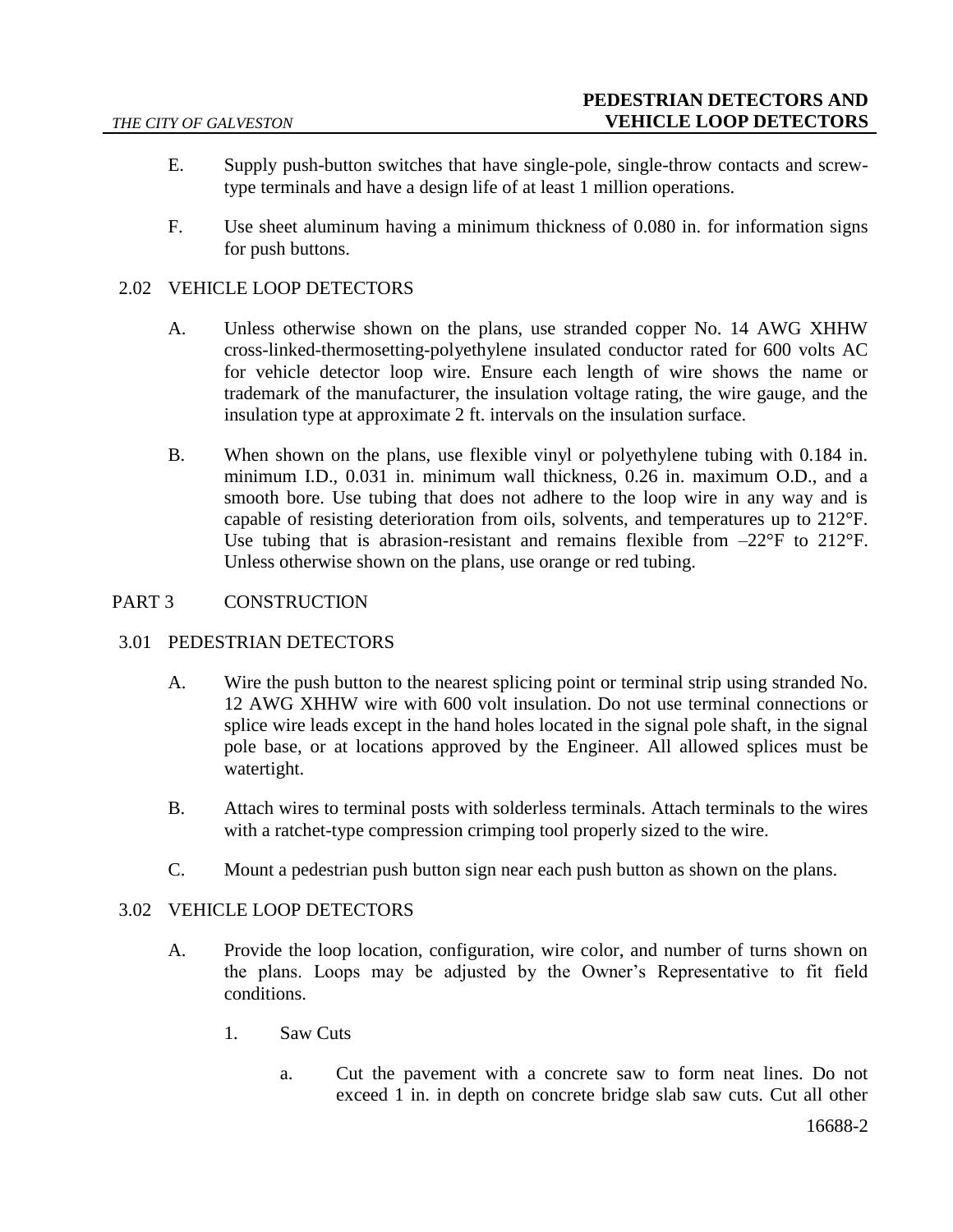E. Supply push-button switches that have single-pole, single-throw contacts and screw-type terminals and have a design life of at least 1 million operations.

F. Use sheet aluminum having a minimum thickness of 0.080 in. for information signs for push buttons.

## 2.02 VEHICLE LOOP DETECTORS

A. Unless otherwise shown on the plans, use stranded copper No. 14 AWG XHHW cross-linked-thermosetting-polyethylene insulated conductor rated for 600 volts AC for vehicle detector loop wire. Ensure each length of wire shows the name or trademark of the manufacturer, the insulation voltage rating, the wire gauge, and the insulation type at approximate 2 ft. intervals on the insulation surface.

B. When shown on the plans, use flexible vinyl or polyethylene tubing with 0.184 in. minimum I.D., 0.031 in. minimum wall thickness, 0.26 in. maximum O.D., and a smooth bore. Use tubing that does not adhere to the loop wire in any way and is capable of resisting deterioration from oils, solvents, and temperatures up to 212°F. Use tubing that is abrasion-resistant and remains flexible from –22°F to 212°F. Unless otherwise shown on the plans, use orange or red tubing.

# PART 3 CONSTRUCTION

## 3.01 PEDESTRIAN DETECTORS

A. Wire the push button to the nearest splicing point or terminal strip using stranded No. 12 AWG XHHW wire with 600 volt insulation. Do not use terminal connections or splice wire leads except in the hand holes located in the signal pole shaft, in the signal pole base, or at locations approved by the Engineer. All allowed splices must be watertight.

B. Attach wires to terminal posts with solderless terminals. Attach terminals to the wires with a ratchet-type compression crimping tool properly sized to the wire.

C. Mount a pedestrian push button sign near each push button as shown on the plans.

## 3.02 VEHICLE LOOP DETECTORS

A. Provide the loop location, configuration, wire color, and number of turns shown on the plans. Loops may be adjusted by the Owner's Representative to fit field conditions.

1. Saw Cuts

   a. Cut the pavement with a concrete saw to form neat lines. Do not exceed 1 in. in depth on concrete bridge slab saw cuts. Cut all other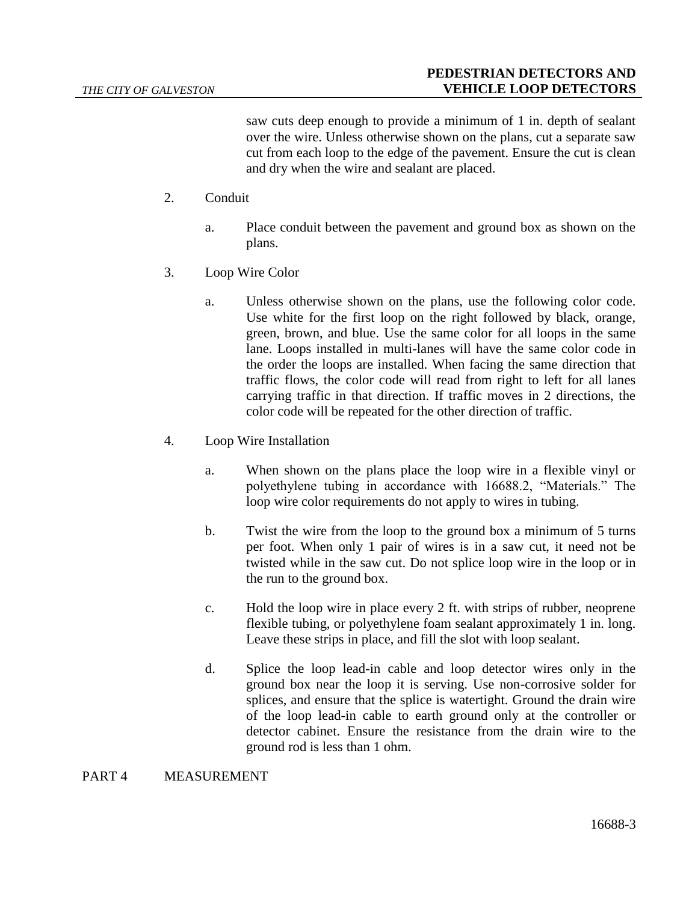saw cuts deep enough to provide a minimum of 1 in. depth of sealant over the wire. Unless otherwise shown on the plans, cut a separate saw cut from each loop to the edge of the pavement. Ensure the cut is clean and dry when the wire and sealant are placed.

2. Conduit

   a. Place conduit between the pavement and ground box as shown on the plans.

3. Loop Wire Color

   a. Unless otherwise shown on the plans, use the following color code. Use white for the first loop on the right followed by black, orange, green, brown, and blue. Use the same color for all loops in the same lane. Loops installed in multi-lanes will have the same color code in the order the loops are installed. When facing the same direction that traffic flows, the color code will read from right to left for all lanes carrying traffic in that direction. If traffic moves in 2 directions, the color code will be repeated for the other direction of traffic.

4. Loop Wire Installation

   a. When shown on the plans place the loop wire in a flexible vinyl or polyethylene tubing in accordance with 16688.2, "Materials." The loop wire color requirements do not apply to wires in tubing.

   b. Twist the wire from the loop to the ground box a minimum of 5 turns per foot. When only 1 pair of wires is in a saw cut, it need not be twisted while in the saw cut. Do not splice loop wire in the loop or in the run to the ground box.

   c. Hold the loop wire in place every 2 ft. with strips of rubber, neoprene flexible tubing, or polyethylene foam sealant approximately 1 in. long. Leave these strips in place, and fill the slot with loop sealant.

   d. Splice the loop lead-in cable and loop detector wires only in the ground box near the loop it is serving. Use non-corrosive solder for splices, and ensure that the splice is watertight. Ground the drain wire of the loop lead-in cable to earth ground only at the controller or detector cabinet. Ensure the resistance from the drain wire to the ground rod is less than 1 ohm.

## PART 4 MEASUREMENT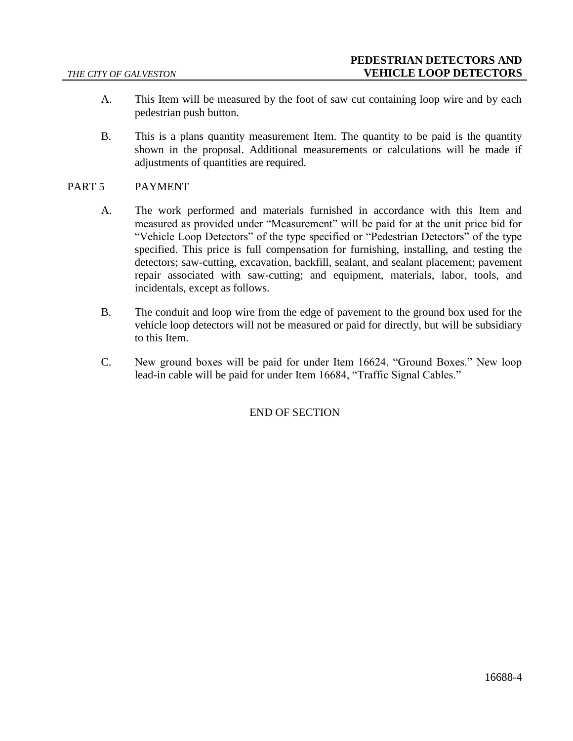A. This Item will be measured by the foot of saw cut containing loop wire and by each pedestrian push button.

B. This is a plans quantity measurement Item. The quantity to be paid is the quantity shown in the proposal. Additional measurements or calculations will be made if adjustments of quantities are required.

## PART 5 PAYMENT

A. The work performed and materials furnished in accordance with this Item and measured as provided under "Measurement" will be paid for at the unit price bid for "Vehicle Loop Detectors" of the type specified or "Pedestrian Detectors" of the type specified. This price is full compensation for furnishing, installing, and testing the detectors; saw-cutting, excavation, backfill, sealant, and sealant placement; pavement repair associated with saw-cutting; and equipment, materials, labor, tools, and incidentals, except as follows.

B. The conduit and loop wire from the edge of pavement to the ground box used for the vehicle loop detectors will not be measured or paid for directly, but will be subsidiary to this Item.

C. New ground boxes will be paid for under Item 16624, "Ground Boxes." New loop lead-in cable will be paid for under Item 16684, "Traffic Signal Cables."

END OF SECTION